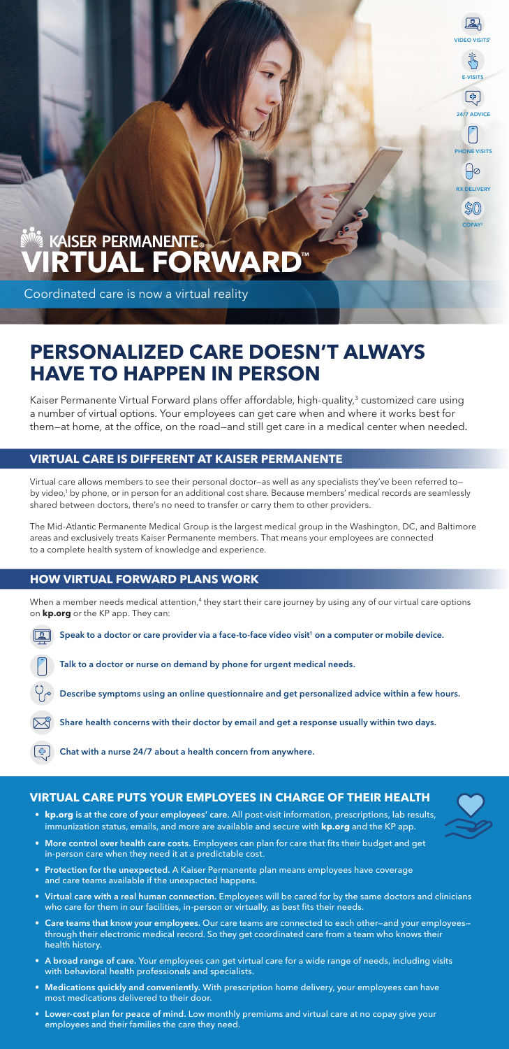VIDEO VISITS[1]

E-VISITS

24/7 ADVICE

PHONE VISITS

RX DELIVERY

$0 COPAY[2]

KAISER PERMANENTE®

# VIRTUAL FORWARD™

Coordinated care is now a virtual reality

# PERSONALIZED CARE DOESN'T ALWAYS HAVE TO HAPPEN IN PERSON

Kaiser Permanente Virtual Forward plans offer affordable, high-quality,[3] customized care using a number of virtual options. Your employees can get care when and where it works best for them—at home, at the office, on the road—and still get care in a medical center when needed.

## VIRTUAL CARE IS DIFFERENT AT KAISER PERMANENTE

Virtual care allows members to see their personal doctor—as well as any specialists they've been referred to—by video,[1] by phone, or in person for an additional cost share. Because members' medical records are seamlessly shared between doctors, there's no need to transfer or carry them to other providers.

The Mid-Atlantic Permanente Medical Group is the largest medical group in the Washington, DC, and Baltimore areas and exclusively treats Kaiser Permanente members. That means your employees are connected to a complete health system of knowledge and experience.

## HOW VIRTUAL FORWARD PLANS WORK

When a member needs medical attention,[4] they start their care journey by using any of our virtual care options on **kp.org** or the KP app. They can:

- **Speak to a doctor or care provider via a face-to-face video visit[1] on a computer or mobile device.**
- **Talk to a doctor or nurse on demand by phone for urgent medical needs.**
- **Describe symptoms using an online questionnaire and get personalized advice within a few hours.**
- **Share health concerns with their doctor by email and get a response usually within two days.**
- **Chat with a nurse 24/7 about a health concern from anywhere.**

## VIRTUAL CARE PUTS YOUR EMPLOYEES IN CHARGE OF THEIR HEALTH

- **kp.org is at the core of your employees' care.** All post-visit information, prescriptions, lab results, immunization status, emails, and more are available and secure with **kp.org** and the KP app.
- **More control over health care costs.** Employees can plan for care that fits their budget and get in-person care when they need it at a predictable cost.
- **Protection for the unexpected.** A Kaiser Permanente plan means employees have coverage and care teams available if the unexpected happens.
- **Virtual care with a real human connection.** Employees will be cared for by the same doctors and clinicians who care for them in our facilities, in-person or virtually, as best fits their needs.
- **Care teams that know your employees.** Our care teams are connected to each other—and your employees—through their electronic medical record. So they get coordinated care from a team who knows their health history.
- **A broad range of care.** Your employees can get virtual care for a wide range of needs, including visits with behavioral health professionals and specialists.
- **Medications quickly and conveniently.** With prescription home delivery, your employees can have most medications delivered to their door.
- **Lower-cost plan for peace of mind.** Low monthly premiums and virtual care at no copay give your employees and their families the care they need.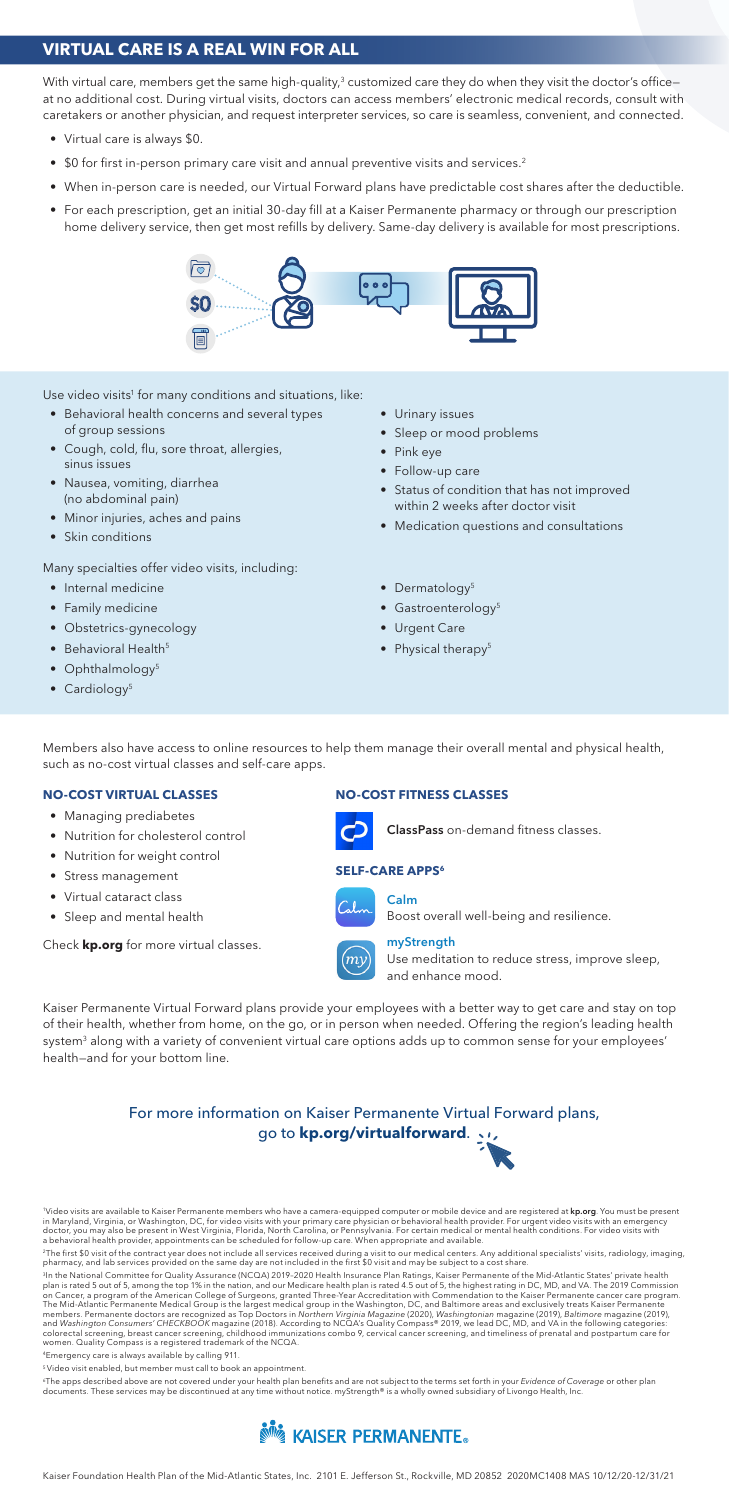## VIRTUAL CARE IS A REAL WIN FOR ALL

With virtual care, members get the same high-quality,[3] customized care they do when they visit the doctor's office—at no additional cost. During virtual visits, doctors can access members' electronic medical records, consult with caretakers or another physician, and request interpreter services, so care is seamless, convenient, and connected.

- Virtual care is always $0.
- $0 for first in-person primary care visit and annual preventive visits and services.[2]
- When in-person care is needed, our Virtual Forward plans have predictable cost shares after the deductible.
- For each prescription, get an initial 30-day fill at a Kaiser Permanente pharmacy or through our prescription home delivery service, then get most refills by delivery. Same-day delivery is available for most prescriptions.

Use video visits[1] for many conditions and situations, like:

- Behavioral health concerns and several types of group sessions
- Cough, cold, flu, sore throat, allergies, sinus issues
- Nausea, vomiting, diarrhea (no abdominal pain)
- Minor injuries, aches and pains
- Skin conditions
- Urinary issues
- Sleep or mood problems
- Pink eye
- Follow-up care
- Status of condition that has not improved within 2 weeks after doctor visit
- Medication questions and consultations

Many specialties offer video visits, including:

- Internal medicine
- Family medicine
- Obstetrics-gynecology
- Behavioral Health[5]
- Ophthalmology[5]
- Cardiology[5]
- Dermatology[5]
- Gastroenterology[5]
- Urgent Care
- Physical therapy[5]

Members also have access to online resources to help them manage their overall mental and physical health, such as no-cost virtual classes and self-care apps.

### NO-COST VIRTUAL CLASSES

- Managing prediabetes
- Nutrition for cholesterol control
- Nutrition for weight control
- Stress management
- Virtual cataract class
- Sleep and mental health

Check **kp.org** for more virtual classes.

### NO-COST FITNESS CLASSES

**ClassPass** on-demand fitness classes.

### SELF-CARE APPS[6]

**Calm**
Boost overall well-being and resilience.

**myStrength**
Use meditation to reduce stress, improve sleep, and enhance mood.

Kaiser Permanente Virtual Forward plans provide your employees with a better way to get care and stay on top of their health, whether from home, on the go, or in person when needed. Offering the region's leading health system[3] along with a variety of convenient virtual care options adds up to common sense for your employees' health—and for your bottom line.

For more information on Kaiser Permanente Virtual Forward plans, go to **kp.org/virtualforward**.

[1]Video visits are available to Kaiser Permanente members who have a camera-equipped computer or mobile device and are registered at **kp.org**. You must be present in Maryland, Virginia, or Washington, DC, for video visits with your primary care physician or behavioral health provider. For urgent video visits with an emergency doctor, you may also be present in West Virginia, Florida, North Carolina, or Pennsylvania. For certain medical or mental health conditions. For video visits with a behavioral health provider, appointments can be scheduled for follow-up care. When appropriate and available.

[2]The first $0 visit of the contract year does not include all services received during a visit to our medical centers. Any additional specialists' visits, radiology, imaging, pharmacy, and lab services provided on the same day are not included in the first $0 visit and may be subject to a cost share.

[3]In the National Committee for Quality Assurance (NCQA) 2019-2020 Health Insurance Plan Ratings, Kaiser Permanente of the Mid-Atlantic States' private health plan is rated 5 out of 5, among the top 1% in the nation, and our Medicare health plan is rated 4.5 out of 5, the highest rating in DC, MD, and VA. The 2019 Commission on Cancer, a program of the American College of Surgeons, granted Three-Year Accreditation with Commendation to the Kaiser Permanente cancer care program. The Mid-Atlantic Permanente Medical Group is the largest medical group in the Washington, DC, and Baltimore areas and exclusively treats Kaiser Permanente members. Permanente doctors are recognized as Top Doctors in *Northern Virginia Magazine* (2020), *Washingtonian* magazine (2019), *Baltimore* magazine (2019), and *Washington Consumers' CHECKBOOK* magazine (2018). According to NCQA's Quality Compass® 2019, we lead DC, MD, and VA in the following categories: colorectal screening, breast cancer screening, childhood immunizations combo 9, cervical cancer screening, and timeliness of prenatal and postpartum care for women. Quality Compass is a registered trademark of the NCQA.

[4]Emergency care is always available by calling 911.

[5]Video visit enabled, but member must call to book an appointment.

[6]The apps described above are not covered under your health plan benefits and are not subject to the terms set forth in your *Evidence of Coverage* or other plan documents. These services may be discontinued at any time without notice. myStrength® is a wholly owned subsidiary of Livongo Health, Inc.

KAISER PERMANENTE®

Kaiser Foundation Health Plan of the Mid-Atlantic States, Inc. 2101 E. Jefferson St., Rockville, MD 20852 2020MC1408 MAS 10/12/20-12/31/21